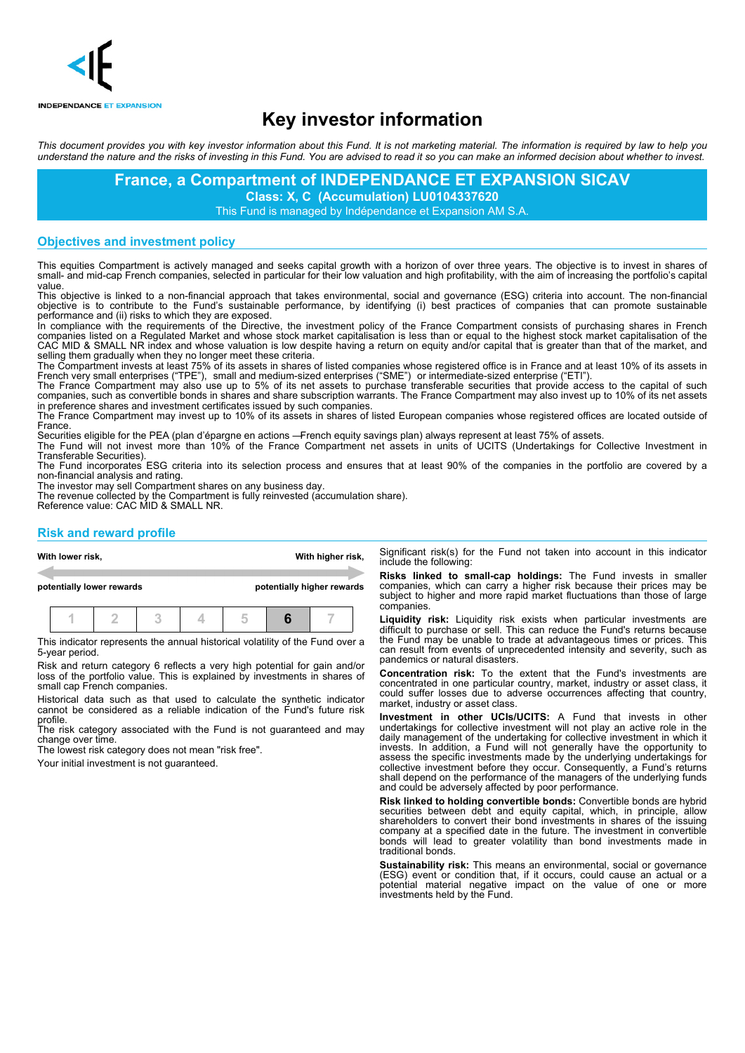INDEPENDANCE ET EXPANSION

# Key investor information

*This document provides you with key investor information about this Fund. It is not marketing material. The information is required by law to help you understand the nature and the risks of investing in this Fund. You are advised to read it so you can make an informed decision about whether to invest.*

**France, a Compartment of INDEPENDANCE ET EXPANSION SICAV**
**Class: X, C (Accumulation) LU0104337620**
This Fund is managed by Indépendance et Expansion AM S.A.

## Objectives and investment policy

This equities Compartment is actively managed and seeks capital growth with a horizon of over three years. The objective is to invest in shares of small- and mid-cap French companies, selected in particular for their low valuation and high profitability, with the aim of increasing the portfolio's capital value.
This objective is linked to a non-financial approach that takes environmental, social and governance (ESG) criteria into account. The non-financial objective is to contribute to the Fund's sustainable performance, by identifying (i) best practices of companies that can promote sustainable performance and (ii) risks to which they are exposed.
In compliance with the requirements of the Directive, the investment policy of the France Compartment consists of purchasing shares in French companies listed on a Regulated Market and whose stock market capitalisation is less than or equal to the highest stock market capitalisation of the CAC MID & SMALL NR index and whose valuation is low despite having a return on equity and/or capital that is greater than that of the market, and selling them gradually when they no longer meet these criteria.
The Compartment invests at least 75% of its assets in shares of listed companies whose registered office is in France and at least 10% of its assets in French very small enterprises ("TPE"), small and medium-sized enterprises ("SME") or intermediate-sized enterprise ("ETI").
The France Compartment may also use up to 5% of its net assets to purchase transferable securities that provide access to the capital of such companies, such as convertible bonds in shares and share subscription warrants. The France Compartment may also invest up to 10% of its net assets in preference shares and investment certificates issued by such companies.
The France Compartment may invest up to 10% of its assets in shares of listed European companies whose registered offices are located outside of France.
Securities eligible for the PEA (plan d'épargne en actions —French equity savings plan) always represent at least 75% of assets.
The Fund will not invest more than 10% of the France Compartment net assets in units of UCITS (Undertakings for Collective Investment in Transferable Securities).
The Fund incorporates ESG criteria into its selection process and ensures that at least 90% of the companies in the portfolio are covered by a non-financial analysis and rating.
The investor may sell Compartment shares on any business day.
The revenue collected by the Compartment is fully reinvested (accumulation share).
Reference value: CAC MID & SMALL NR.

## Risk and reward profile

| With lower risk, | | | | | | With higher risk, |
|---|---|---|---|---|---|---|
| potentially lower rewards | | | | | | potentially higher rewards |
| 1 | 2 | 3 | 4 | 5 | **6** | 7 |

This indicator represents the annual historical volatility of the Fund over a 5-year period.

Risk and return category 6 reflects a very high potential for gain and/or loss of the portfolio value. This is explained by investments in shares of small cap French companies.

Historical data such as that used to calculate the synthetic indicator cannot be considered as a reliable indication of the Fund's future risk profile.
The risk category associated with the Fund is not guaranteed and may change over time.
The lowest risk category does not mean "risk free".

Your initial investment is not guaranteed.

Significant risk(s) for the Fund not taken into account in this indicator include the following:

**Risks linked to small-cap holdings:** The Fund invests in smaller companies, which can carry a higher risk because their prices may be subject to higher and more rapid market fluctuations than those of large companies.

**Liquidity risk:** Liquidity risk exists when particular investments are difficult to purchase or sell. This can reduce the Fund's returns because the Fund may be unable to trade at advantageous times or prices. This can result from events of unprecedented intensity and severity, such as pandemics or natural disasters.

**Concentration risk:** To the extent that the Fund's investments are concentrated in one particular country, market, industry or asset class, it could suffer losses due to adverse occurrences affecting that country, market, industry or asset class.

**Investment in other UCIs/UCITS:** A Fund that invests in other undertakings for collective investment will not play an active role in the daily management of the undertaking for collective investment in which it invests. In addition, a Fund will not generally have the opportunity to assess the specific investments made by the underlying undertakings for collective investment before they occur. Consequently, a Fund's returns shall depend on the performance of the managers of the underlying funds and could be adversely affected by poor performance.

**Risk linked to holding convertible bonds:** Convertible bonds are hybrid securities between debt and equity capital, which, in principle, allow shareholders to convert their bond investments in shares of the issuing company at a specified date in the future. The investment in convertible bonds will lead to greater volatility than bond investments made in traditional bonds.

**Sustainability risk:** This means an environmental, social or governance (ESG) event or condition that, if it occurs, could cause an actual or a potential material negative impact on the value of one or more investments held by the Fund.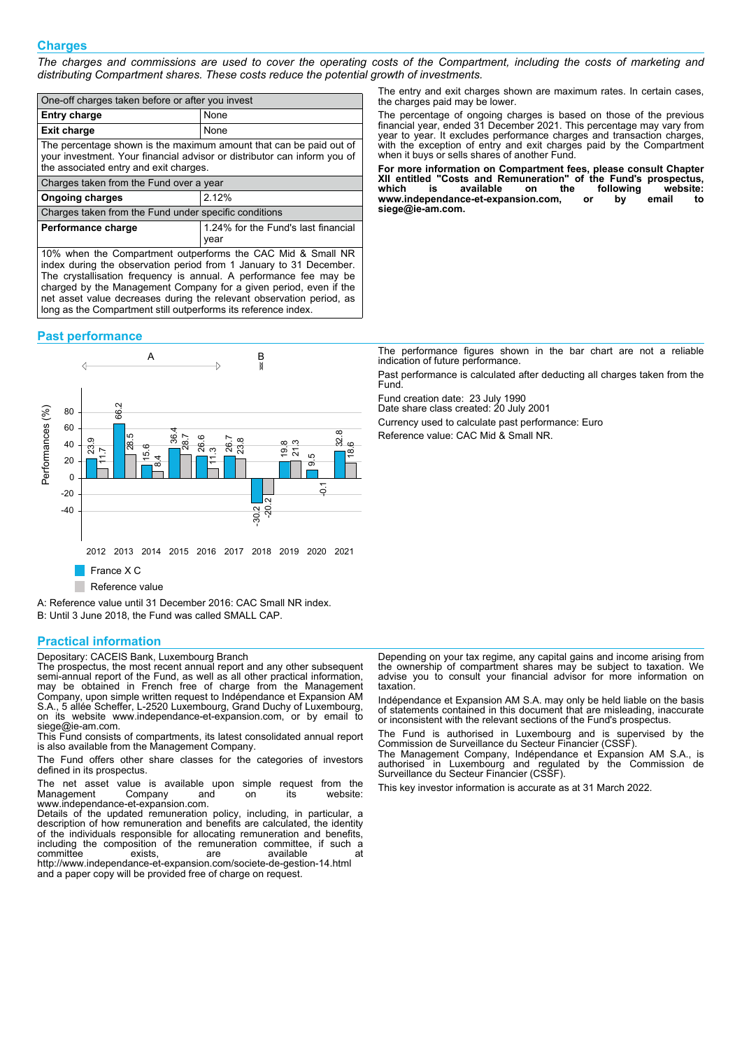## Charges

*The charges and commissions are used to cover the operating costs of the Compartment, including the costs of marketing and distributing Compartment shares. These costs reduce the potential growth of investments.*

| One-off charges taken before or after you invest | |
|---|---|
| **Entry charge** | None |
| **Exit charge** | None |
| The percentage shown is the maximum amount that can be paid out of your investment. Your financial advisor or distributor can inform you of the associated entry and exit charges. | |
| Charges taken from the Fund over a year | |
| **Ongoing charges** | 2.12% |
| Charges taken from the Fund under specific conditions | |
| **Performance charge** | 1.24% for the Fund's last financial year |
| 10% when the Compartment outperforms the CAC Mid & Small NR index during the observation period from 1 January to 31 December. The crystallisation frequency is annual. A performance fee may be charged by the Management Company for a given period, even if the net asset value decreases during the relevant observation period, as long as the Compartment still outperforms its reference index. | |

The entry and exit charges shown are maximum rates. In certain cases, the charges paid may be lower.

The percentage of ongoing charges is based on those of the previous financial year, ended 31 December 2021. This percentage may vary from year to year. It excludes performance charges and transaction charges, with the exception of entry and exit charges paid by the Compartment when it buys or sells shares of another Fund.

**For more information on Compartment fees, please consult Chapter XII entitled "Costs and Remuneration" of the Fund's prospectus, which is available on the following website: www.independance-et-expansion.com, or by email to siege@ie-am.com.**

## Past performance

A
B

Performances (%)

80
60
40
20
0
-20
-40

23.9 11.7
66.2 28.5
15.6 8.4
36.4 28.7
26.6 11.3
26.7 23.8
-30.2 -20.2
19.8 21.3
9.5 -0.1
32.8 18.6

2012 2013 2014 2015 2016 2017 2018 2019 2020 2021

France X C

Reference value

A: Reference value until 31 December 2016: CAC Small NR index.
B: Until 3 June 2018, the Fund was called SMALL CAP.

The performance figures shown in the bar chart are not a reliable indication of future performance.

Past performance is calculated after deducting all charges taken from the Fund.

Fund creation date: 23 July 1990
Date share class created: 20 July 2001

Currency used to calculate past performance: Euro

Reference value: CAC Mid & Small NR.

## Practical information

Depositary: CACEIS Bank, Luxembourg Branch
The prospectus, the most recent annual report and any other subsequent semi-annual report of the Fund, as well as all other practical information, may be obtained in French free of charge from the Management Company, upon simple written request to Indépendance et Expansion AM S.A., 5 allée Scheffer, L-2520 Luxembourg, Grand Duchy of Luxembourg, on its website www.independance-et-expansion.com, or by email to siege@ie-am.com.
This Fund consists of compartments, its latest consolidated annual report is also available from the Management Company.

The Fund offers other share classes for the categories of investors defined in its prospectus.

The net asset value is available upon simple request from the Management Company and on its website: www.independance-et-expansion.com.
Details of the updated remuneration policy, including, in particular, a description of how remuneration and benefits are calculated, the identity of the individuals responsible for allocating remuneration and benefits, including the composition of the remuneration committee, if such a committee exists, are available at http://www.independance-et-expansion.com/societe-de-gestion-14.html and a paper copy will be provided free of charge on request.

Depending on your tax regime, any capital gains and income arising from the ownership of compartment shares may be subject to taxation. We advise you to consult your financial advisor for more information on taxation.

Indépendance et Expansion AM S.A. may only be held liable on the basis of statements contained in this document that are misleading, inaccurate or inconsistent with the relevant sections of the Fund's prospectus.

The Fund is authorised in Luxembourg and is supervised by the Commission de Surveillance du Secteur Financier (CSSF).
The Management Company, Indépendance et Expansion AM S.A., is authorised in Luxembourg and regulated by the Commission de Surveillance du Secteur Financier (CSSF).

This key investor information is accurate as at 31 March 2022.